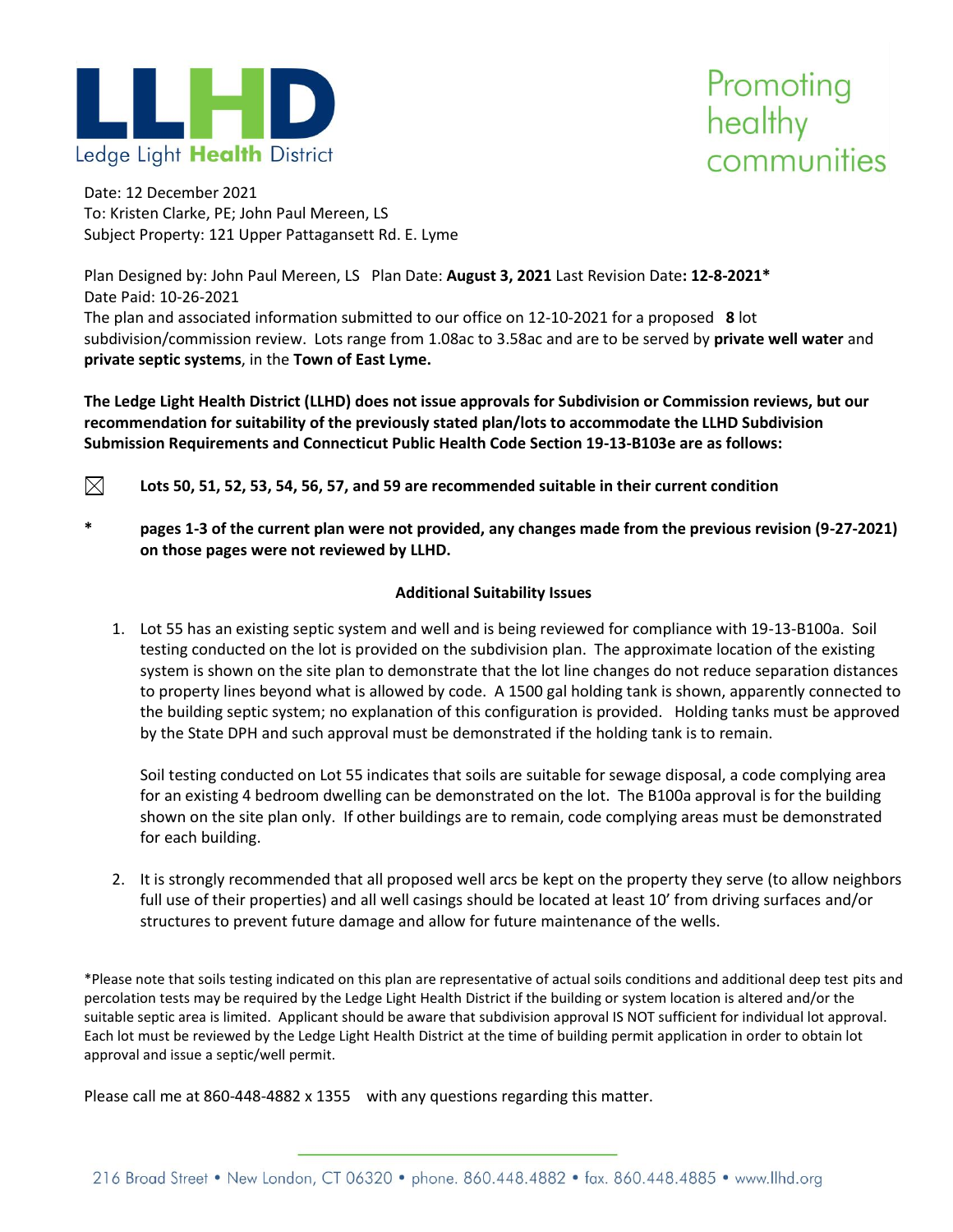Ledge Light **Health** District

Promoting healthy communities

Date: 12 December 2021
To: Kristen Clarke, PE; John Paul Mereen, LS
Subject Property: 121 Upper Pattagansett Rd. E. Lyme

Plan Designed by: John Paul Mereen, LS Plan Date: **August 3, 2021** Last Revision Date**: 12-8-2021***
Date Paid: 10-26-2021
The plan and associated information submitted to our office on 12-10-2021 for a proposed **8** lot subdivision/commission review. Lots range from 1.08ac to 3.58ac and are to be served by **private well water** and **private septic systems**, in the **Town of East Lyme.**

**The Ledge Light Health District (LLHD) does not issue approvals for Subdivision or Commission reviews, but our recommendation for suitability of the previously stated plan/lots to accommodate the LLHD Subdivision Submission Requirements and Connecticut Public Health Code Section 19-13-B103e are as follows:**

☒ **Lots 50, 51, 52, 53, 54, 56, 57, and 59 are recommended suitable in their current condition**

\* **pages 1-3 of the current plan were not provided, any changes made from the previous revision (9-27-2021) on those pages were not reviewed by LLHD.**

**Additional Suitability Issues**

1. Lot 55 has an existing septic system and well and is being reviewed for compliance with 19-13-B100a. Soil testing conducted on the lot is provided on the subdivision plan. The approximate location of the existing system is shown on the site plan to demonstrate that the lot line changes do not reduce separation distances to property lines beyond what is allowed by code. A 1500 gal holding tank is shown, apparently connected to the building septic system; no explanation of this configuration is provided. Holding tanks must be approved by the State DPH and such approval must be demonstrated if the holding tank is to remain.

   Soil testing conducted on Lot 55 indicates that soils are suitable for sewage disposal, a code complying area for an existing 4 bedroom dwelling can be demonstrated on the lot. The B100a approval is for the building shown on the site plan only. If other buildings are to remain, code complying areas must be demonstrated for each building.

2. It is strongly recommended that all proposed well arcs be kept on the property they serve (to allow neighbors full use of their properties) and all well casings should be located at least 10' from driving surfaces and/or structures to prevent future damage and allow for future maintenance of the wells.

*Please note that soils testing indicated on this plan are representative of actual soils conditions and additional deep test pits and percolation tests may be required by the Ledge Light Health District if the building or system location is altered and/or the suitable septic area is limited. Applicant should be aware that subdivision approval IS NOT sufficient for individual lot approval. Each lot must be reviewed by the Ledge Light Health District at the time of building permit application in order to obtain lot approval and issue a septic/well permit.

Please call me at 860-448-4882 x 1355 with any questions regarding this matter.

216 Broad Street • New London, CT 06320 • phone. 860.448.4882 • fax. 860.448.4885 • www.llhd.org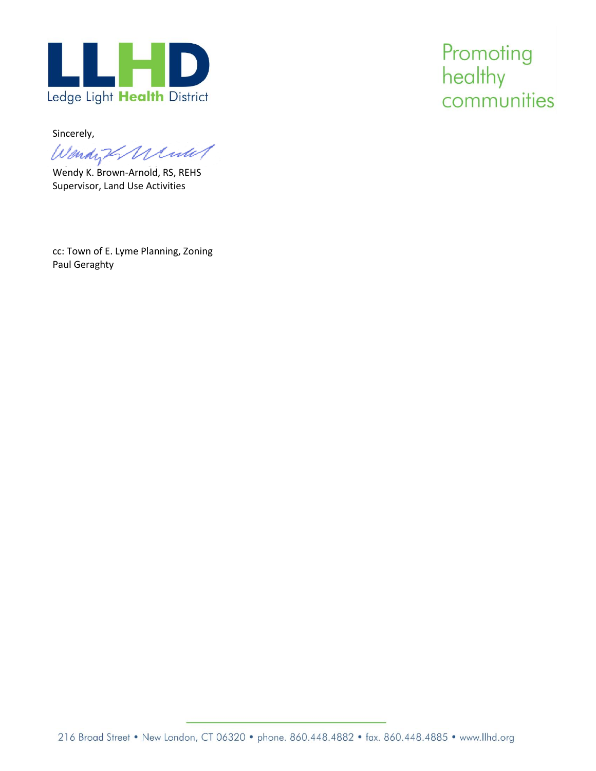Sincerely,

Wendy K. Brown-Arnold, RS, REHS
Supervisor, Land Use Activities

cc: Town of E. Lyme Planning, Zoning
Paul Geraghty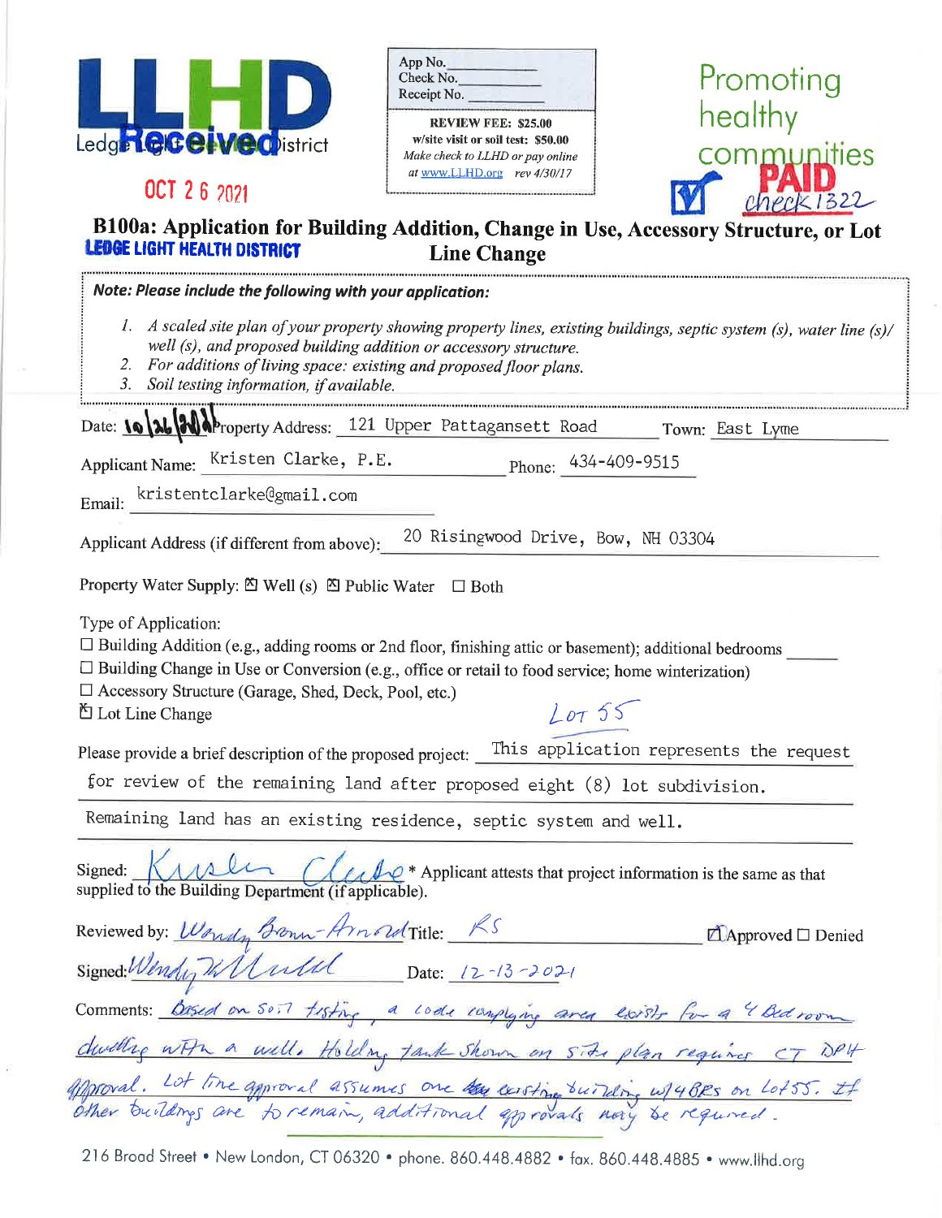LLHD Ledge Light Health District

**Received** OCT 26 2021 LEDGE LIGHT HEALTH DISTRICT

App No.\_\_\_\_\_\_\_\_
Check No.\_\_\_\_\_\_\_\_
Receipt No.\_\_\_\_\_\_\_\_

**REVIEW FEE: $25.00**
**w/site visit or soil test: $50.00**
*Make check to LLHD or pay online at www.LLHD.org rev 4/30/17*

Promoting healthy communities

**PAID** check 1322

# B100a: Application for Building Addition, Change in Use, Accessory Structure, or Lot Line Change

***Note: Please include the following with your application:***

1. *A scaled site plan of your property showing property lines, existing buildings, septic system (s), water line (s)/ well (s), and proposed building addition or accessory structure.*
2. *For additions of living space: existing and proposed floor plans.*
3. *Soil testing information, if available.*

Date: 10/26/2021 Property Address: 121 Upper Pattagansett Road Town: East Lyme

Applicant Name: Kristen Clarke, P.E. Phone: 434-409-9515

Email: kristentclarke@gmail.com

Applicant Address (if different from above): 20 Risingwood Drive, Bow, NH 03304

Property Water Supply: ☒ Well (s) ☒ Public Water ☐ Both

Type of Application:

☐ Building Addition (e.g., adding rooms or 2nd floor, finishing attic or basement); additional bedrooms \_\_\_\_\_\_
☐ Building Change in Use or Conversion (e.g., office or retail to food service; home winterization)
☐ Accessory Structure (Garage, Shed, Deck, Pool, etc.)
☒ Lot Line Change Lot 55

Please provide a brief description of the proposed project: This application represents the request for review of the remaining land after proposed eight (8) lot subdivision. Remaining land has an existing residence, septic system and well.

Signed: Kristen Clarke \* Applicant attests that project information is the same as that supplied to the Building Department (if applicable).

Reviewed by: Wendy Brown-Arnold Title: RS ☒ Approved ☐ Denied

Signed: Wendy W Arnold Date: 12-13-2021

Comments: Based on soil testing, a code complying area exists for a 4 Bedroom dwelling with a well. Holding tank shown on site plan requires CT DPH approval. Lot line approval assumes one existing building w/4BRs on Lot 55. If other buildings are to remain, additional approvals may be required.

216 Broad Street • New London, CT 06320 • phone. 860.448.4882 • fax. 860.448.4885 • www.llhd.org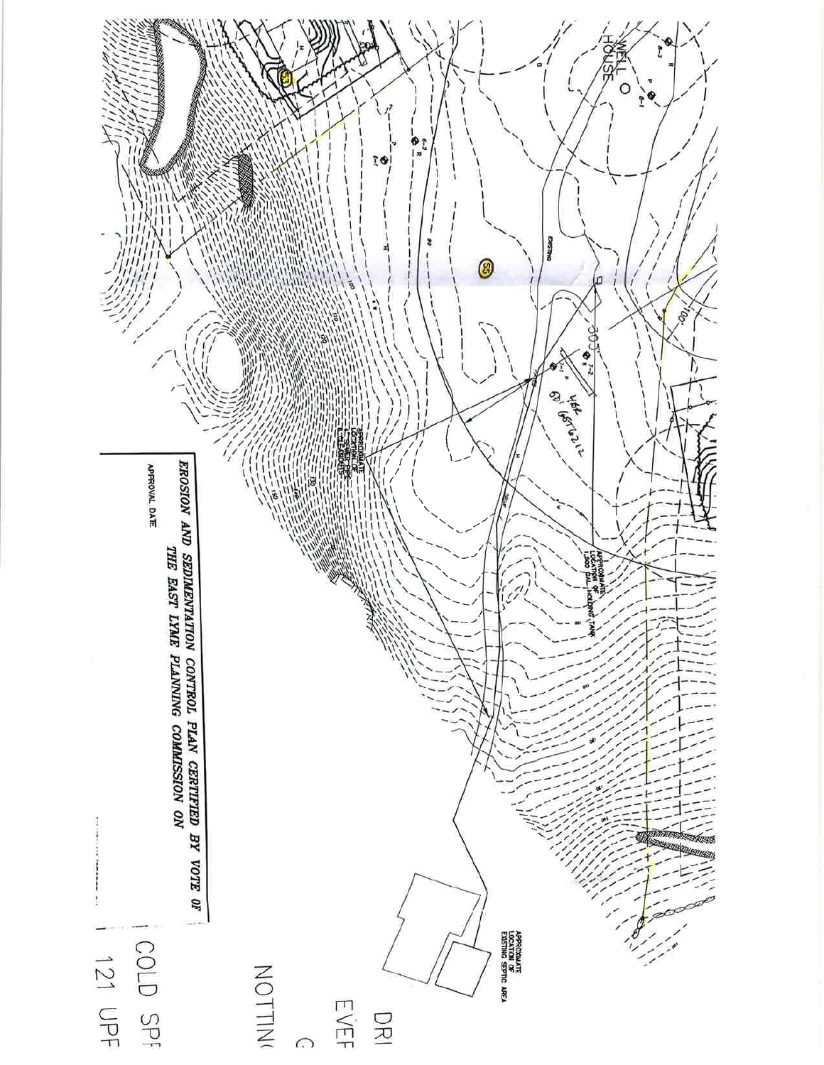WELL HOUSE

EXISTING

APPROXIMATE LOCATION OF 1,500 GAL. HOLDING TANK

APPROXIMATE LOCATION OF EXISTING SEPTIC AREA

EROSION AND SEDIMENTATION CONTROL PLAN CERTIFIED BY VOTE OF THE EAST LYME PLANNING COMMISSION ON

APPROVAL DATE

DRI

EVEF

G

NOTTIN(

COLD SPF

121 UPF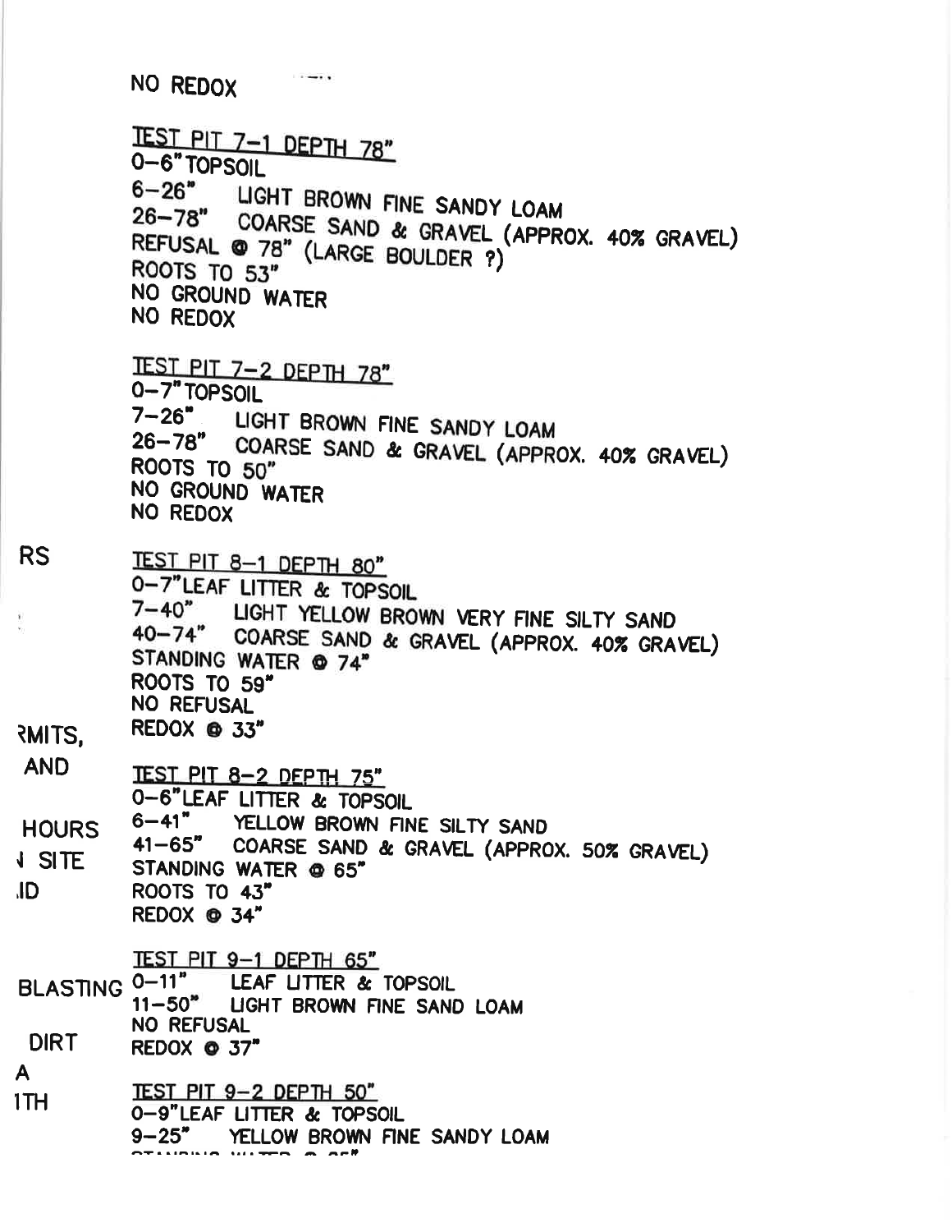NO REDOX

TEST PIT 7-1 DEPTH 78"

0-6" TOPSOIL

6-26" LIGHT BROWN FINE SANDY LOAM

26-78" COARSE SAND & GRAVEL (APPROX. 40% GRAVEL)

REFUSAL @ 78" (LARGE BOULDER ?)

ROOTS TO 53"

NO GROUND WATER

NO REDOX

TEST PIT 7-2 DEPTH 78"

0-7" TOPSOIL

7-26" LIGHT BROWN FINE SANDY LOAM

26-78" COARSE SAND & GRAVEL (APPROX. 40% GRAVEL)

ROOTS TO 50"

NO GROUND WATER

NO REDOX

RS

TEST PIT 8-1 DEPTH 80"

0-7" LEAF LITTER & TOPSOIL

7-40" LIGHT YELLOW BROWN VERY FINE SILTY SAND

40-74" COARSE SAND & GRAVEL (APPROX. 40% GRAVEL)

STANDING WATER @ 74"

ROOTS TO 59"

NO REFUSAL

RMITS,

REDOX @ 33"

AND

TEST PIT 8-2 DEPTH 75"

0-6" LEAF LITTER & TOPSOIL

HOURS

6-41" YELLOW BROWN FINE SILTY SAND

N SITE

41-65" COARSE SAND & GRAVEL (APPROX. 50% GRAVEL)

STANDING WATER @ 65"

ID

ROOTS TO 43"

REDOX @ 34"

TEST PIT 9-1 DEPTH 65"

BLASTING

0-11" LEAF LITTER & TOPSOIL

11-50" LIGHT BROWN FINE SAND LOAM

NO REFUSAL

DIRT

REDOX @ 37"

A

1TH

TEST PIT 9-2 DEPTH 50"

0-9" LEAF LITTER & TOPSOIL

9-25" YELLOW BROWN FINE SANDY LOAM

STANDING WATER @ 25"